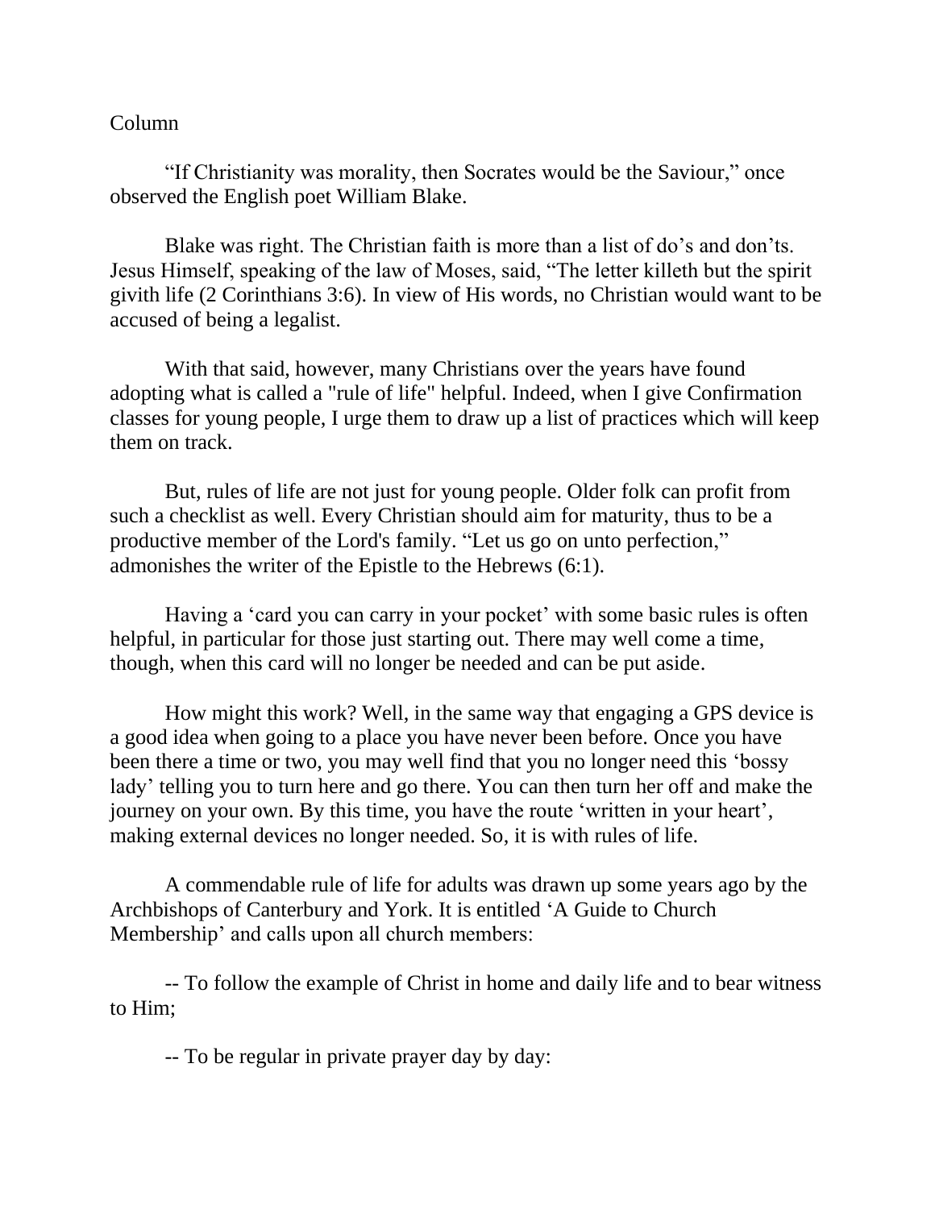Column

"If Christianity was morality, then Socrates would be the Saviour," once observed the English poet William Blake.

Blake was right. The Christian faith is more than a list of do's and don'ts. Jesus Himself, speaking of the law of Moses, said, "The letter killeth but the spirit givith life (2 Corinthians 3:6). In view of His words, no Christian would want to be accused of being a legalist.

With that said, however, many Christians over the years have found adopting what is called a "rule of life" helpful. Indeed, when I give Confirmation classes for young people, I urge them to draw up a list of practices which will keep them on track.

But, rules of life are not just for young people. Older folk can profit from such a checklist as well. Every Christian should aim for maturity, thus to be a productive member of the Lord's family. "Let us go on unto perfection," admonishes the writer of the Epistle to the Hebrews (6:1).

Having a 'card you can carry in your pocket' with some basic rules is often helpful, in particular for those just starting out. There may well come a time, though, when this card will no longer be needed and can be put aside.

How might this work? Well, in the same way that engaging a GPS device is a good idea when going to a place you have never been before. Once you have been there a time or two, you may well find that you no longer need this 'bossy lady' telling you to turn here and go there. You can then turn her off and make the journey on your own. By this time, you have the route 'written in your heart', making external devices no longer needed. So, it is with rules of life.

A commendable rule of life for adults was drawn up some years ago by the Archbishops of Canterbury and York. It is entitled 'A Guide to Church Membership' and calls upon all church members:

-- To follow the example of Christ in home and daily life and to bear witness to Him;

-- To be regular in private prayer day by day: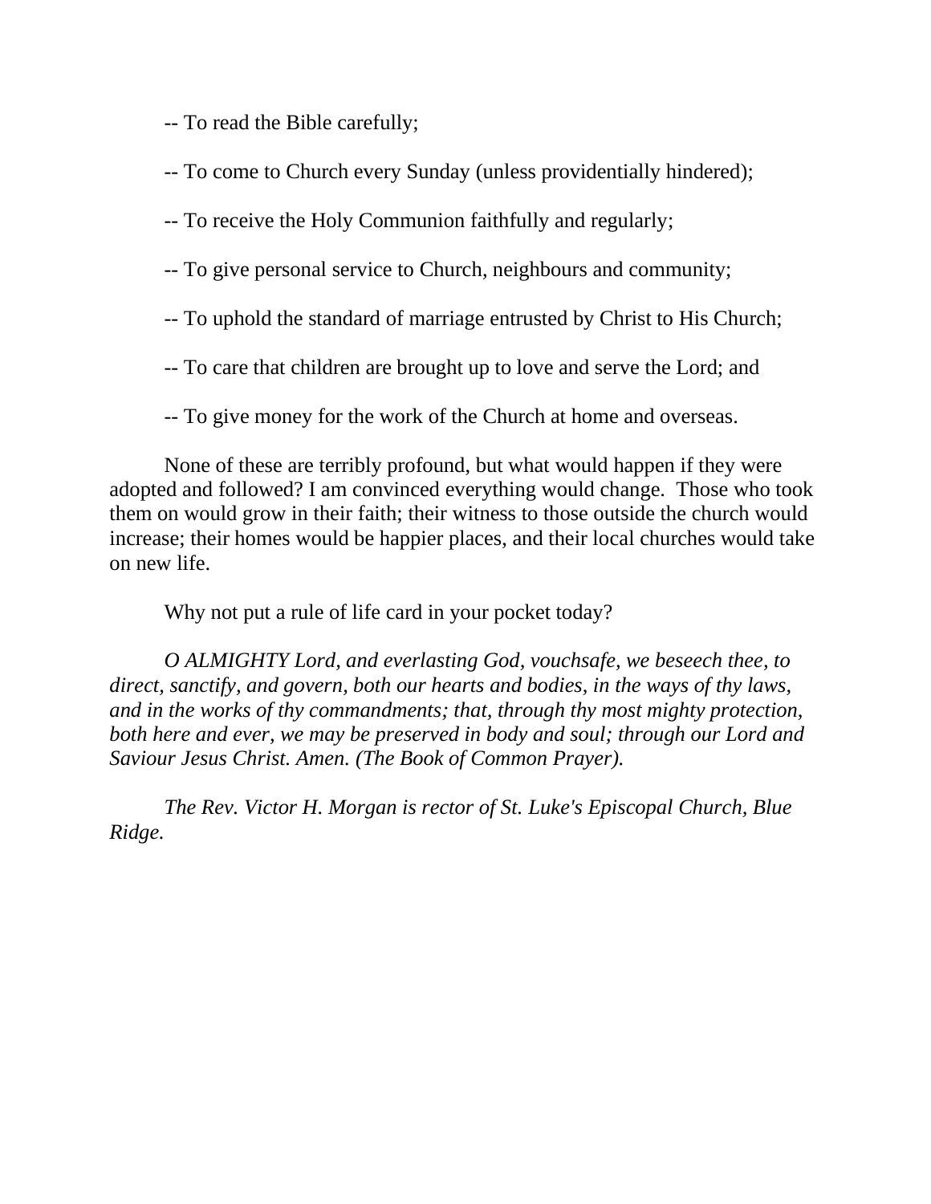-- To read the Bible carefully;

-- To come to Church every Sunday (unless providentially hindered);

-- To receive the Holy Communion faithfully and regularly;

-- To give personal service to Church, neighbours and community;

-- To uphold the standard of marriage entrusted by Christ to His Church;

-- To care that children are brought up to love and serve the Lord; and

-- To give money for the work of the Church at home and overseas.

None of these are terribly profound, but what would happen if they were adopted and followed? I am convinced everything would change. Those who took them on would grow in their faith; their witness to those outside the church would increase; their homes would be happier places, and their local churches would take on new life.

Why not put a rule of life card in your pocket today?

*O ALMIGHTY Lord, and everlasting God, vouchsafe, we beseech thee, to direct, sanctify, and govern, both our hearts and bodies, in the ways of thy laws, and in the works of thy commandments; that, through thy most mighty protection, both here and ever, we may be preserved in body and soul; through our Lord and Saviour Jesus Christ. Amen. (The Book of Common Prayer).*

*The Rev. Victor H. Morgan is rector of St. Luke's Episcopal Church, Blue Ridge.*